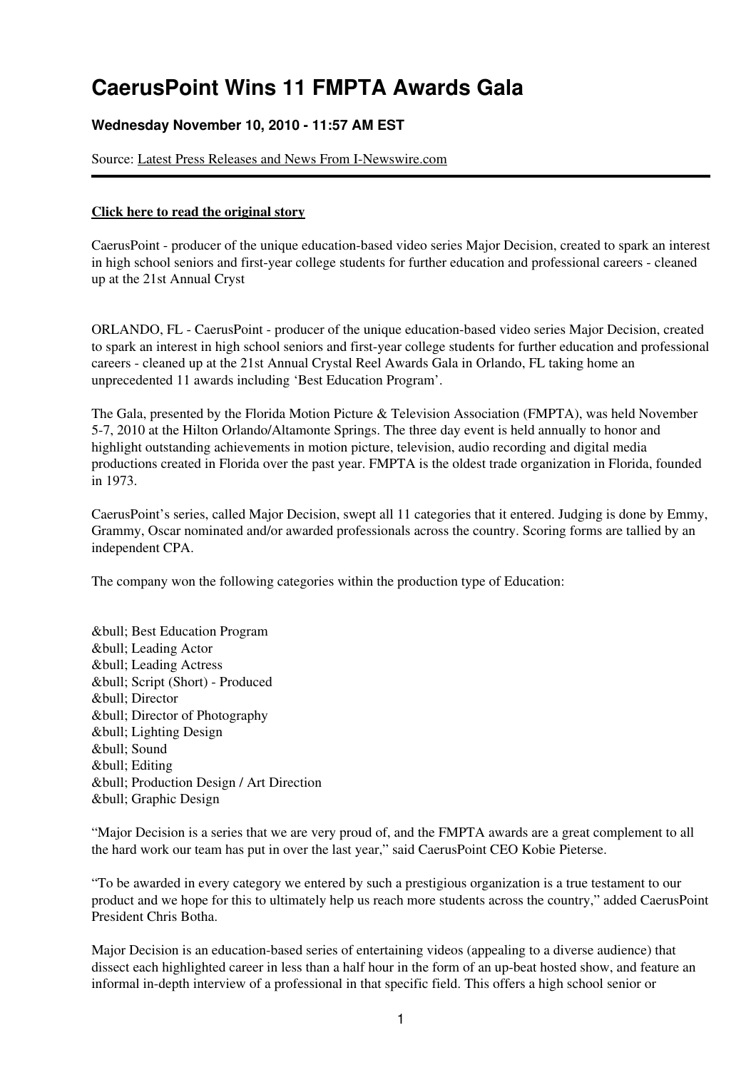# CaerusPoint Wins 11 FMPTA Awards Gala

### Wednesday November 10, 2010 - 11:57 AM EST

Source: Latest Press Releases and News From I-Newswire.com

---

**Click here to read the original story**

CaerusPoint - producer of the unique education-based video series Major Decision, created to spark an interest in high school seniors and first-year college students for further education and professional careers - cleaned up at the 21st Annual Cryst

ORLANDO, FL - CaerusPoint - producer of the unique education-based video series Major Decision, created to spark an interest in high school seniors and first-year college students for further education and professional careers - cleaned up at the 21st Annual Crystal Reel Awards Gala in Orlando, FL taking home an unprecedented 11 awards including 'Best Education Program'.

The Gala, presented by the Florida Motion Picture & Television Association (FMPTA), was held November 5-7, 2010 at the Hilton Orlando/Altamonte Springs. The three day event is held annually to honor and highlight outstanding achievements in motion picture, television, audio recording and digital media productions created in Florida over the past year. FMPTA is the oldest trade organization in Florida, founded in 1973.

CaerusPoint's series, called Major Decision, swept all 11 categories that it entered. Judging is done by Emmy, Grammy, Oscar nominated and/or awarded professionals across the country. Scoring forms are tallied by an independent CPA.

The company won the following categories within the production type of Education:

&bull; Best Education Program
&bull; Leading Actor
&bull; Leading Actress
&bull; Script (Short) - Produced
&bull; Director
&bull; Director of Photography
&bull; Lighting Design
&bull; Sound
&bull; Editing
&bull; Production Design / Art Direction
&bull; Graphic Design

"Major Decision is a series that we are very proud of, and the FMPTA awards are a great complement to all the hard work our team has put in over the last year," said CaerusPoint CEO Kobie Pieterse.

"To be awarded in every category we entered by such a prestigious organization is a true testament to our product and we hope for this to ultimately help us reach more students across the country," added CaerusPoint President Chris Botha.

Major Decision is an education-based series of entertaining videos (appealing to a diverse audience) that dissect each highlighted career in less than a half hour in the form of an up-beat hosted show, and feature an informal in-depth interview of a professional in that specific field. This offers a high school senior or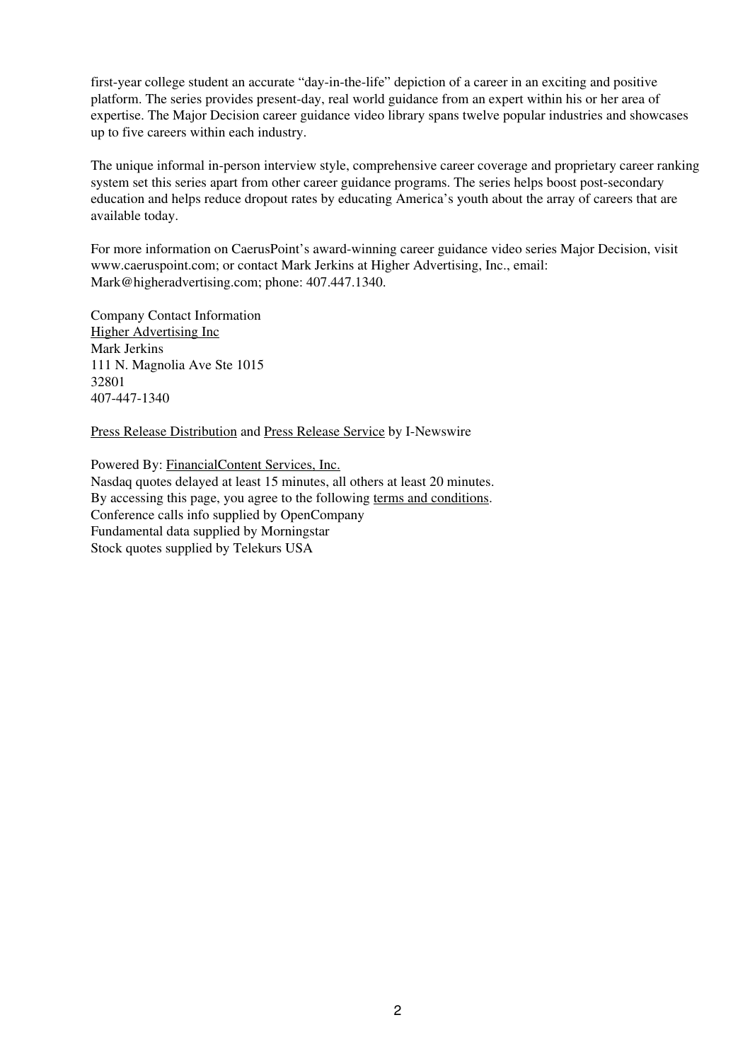first-year college student an accurate "day-in-the-life" depiction of a career in an exciting and positive platform. The series provides present-day, real world guidance from an expert within his or her area of expertise. The Major Decision career guidance video library spans twelve popular industries and showcases up to five careers within each industry.

The unique informal in-person interview style, comprehensive career coverage and proprietary career ranking system set this series apart from other career guidance programs. The series helps boost post-secondary education and helps reduce dropout rates by educating America's youth about the array of careers that are available today.

For more information on CaerusPoint's award-winning career guidance video series Major Decision, visit www.caeruspoint.com; or contact Mark Jerkins at Higher Advertising, Inc., email: Mark@higheradvertising.com; phone: 407.447.1340.

Company Contact Information
Higher Advertising Inc
Mark Jerkins
111 N. Magnolia Ave Ste 1015
32801
407-447-1340

Press Release Distribution and Press Release Service by I-Newswire

Powered By: FinancialContent Services, Inc.
Nasdaq quotes delayed at least 15 minutes, all others at least 20 minutes.
By accessing this page, you agree to the following terms and conditions.
Conference calls info supplied by OpenCompany
Fundamental data supplied by Morningstar
Stock quotes supplied by Telekurs USA